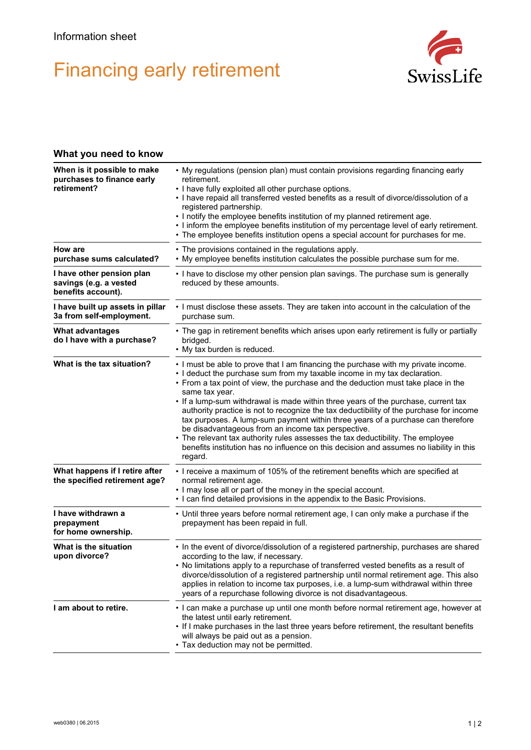Information sheet

# Financing early retirement

## What you need to know

| | |
|---|---|
| **When is it possible to make purchases to finance early retirement?** | • My regulations (pension plan) must contain provisions regarding financing early retirement.<br>• I have fully exploited all other purchase options.<br>• I have repaid all transferred vested benefits as a result of divorce/dissolution of a registered partnership.<br>• I notify the employee benefits institution of my planned retirement age.<br>• I inform the employee benefits institution of my percentage level of early retirement.<br>• The employee benefits institution opens a special account for purchases for me. |
| **How are purchase sums calculated?** | • The provisions contained in the regulations apply.<br>• My employee benefits institution calculates the possible purchase sum for me. |
| **I have other pension plan savings (e.g. a vested benefits account).** | • I have to disclose my other pension plan savings. The purchase sum is generally reduced by these amounts. |
| **I have built up assets in pillar 3a from self-employment.** | • I must disclose these assets. They are taken into account in the calculation of the purchase sum. |
| **What advantages do I have with a purchase?** | • The gap in retirement benefits which arises upon early retirement is fully or partially bridged.<br>• My tax burden is reduced. |
| **What is the tax situation?** | • I must be able to prove that I am financing the purchase with my private income.<br>• I deduct the purchase sum from my taxable income in my tax declaration.<br>• From a tax point of view, the purchase and the deduction must take place in the same tax year.<br>• If a lump-sum withdrawal is made within three years of the purchase, current tax authority practice is not to recognize the tax deductibility of the purchase for income tax purposes. A lump-sum payment within three years of a purchase can therefore be disadvantageous from an income tax perspective.<br>• The relevant tax authority rules assesses the tax deductibility. The employee benefits institution has no influence on this decision and assumes no liability in this regard. |
| **What happens if I retire after the specified retirement age?** | • I receive a maximum of 105% of the retirement benefits which are specified at normal retirement age.<br>• I may lose all or part of the money in the special account.<br>• I can find detailed provisions in the appendix to the Basic Provisions. |
| **I have withdrawn a prepayment for home ownership.** | • Until three years before normal retirement age, I can only make a purchase if the prepayment has been repaid in full. |
| **What is the situation upon divorce?** | • In the event of divorce/dissolution of a registered partnership, purchases are shared according to the law, if necessary.<br>• No limitations apply to a repurchase of transferred vested benefits as a result of divorce/dissolution of a registered partnership until normal retirement age. This also applies in relation to income tax purposes, i.e. a lump-sum withdrawal within three years of a repurchase following divorce is not disadvantageous. |
| **I am about to retire.** | • I can make a purchase up until one month before normal retirement age, however at the latest until early retirement.<br>• If I make purchases in the last three years before retirement, the resultant benefits will always be paid out as a pension.<br>• Tax deduction may not be permitted. |

web0380 | 06.2015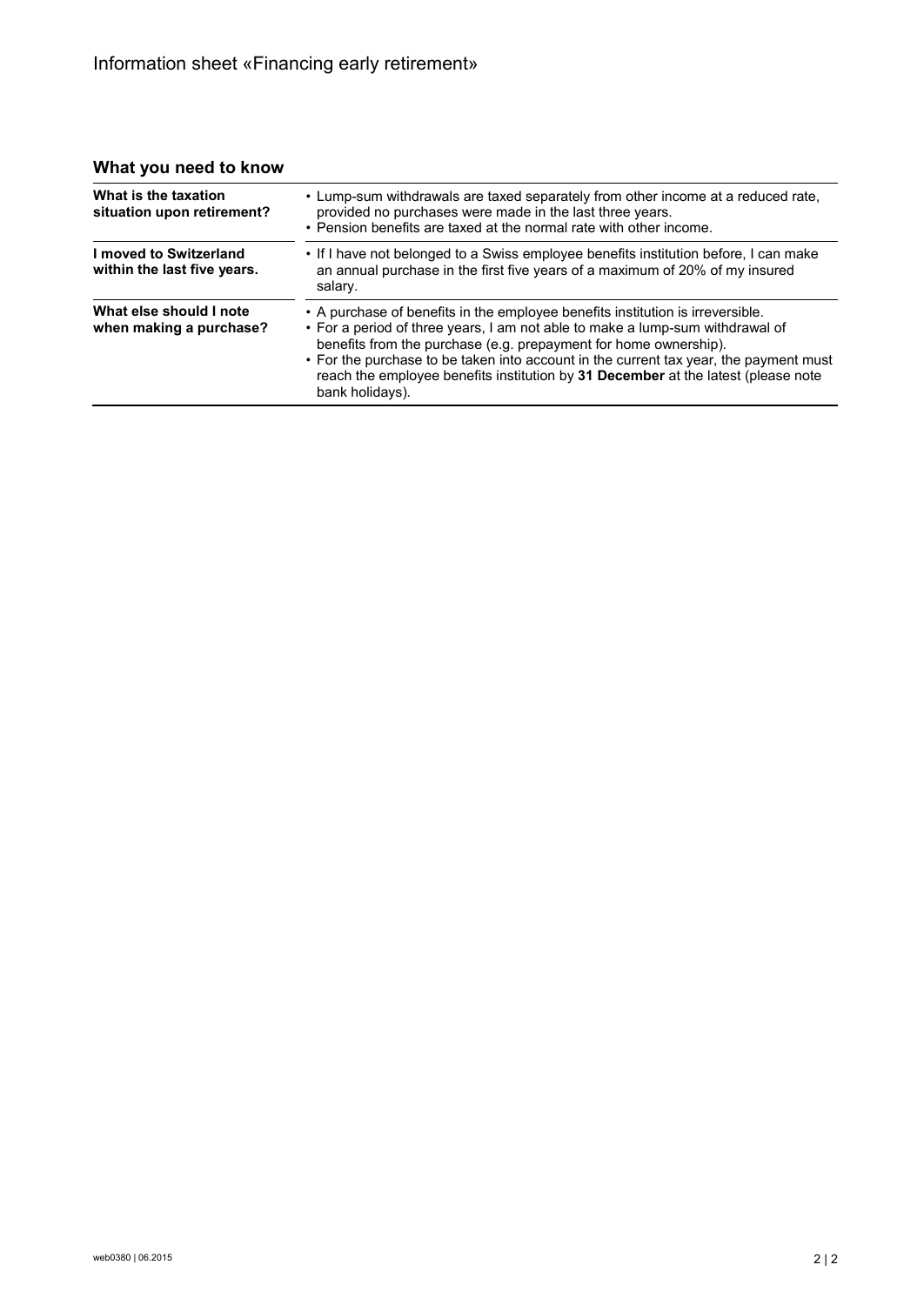# Information sheet «Financing early retirement»

## What you need to know

| | |
|---|---|
| **What is the taxation situation upon retirement?** | • Lump-sum withdrawals are taxed separately from other income at a reduced rate, provided no purchases were made in the last three years.<br>• Pension benefits are taxed at the normal rate with other income. |
| **I moved to Switzerland within the last five years.** | • If I have not belonged to a Swiss employee benefits institution before, I can make an annual purchase in the first five years of a maximum of 20% of my insured salary. |
| **What else should I note when making a purchase?** | • A purchase of benefits in the employee benefits institution is irreversible.<br>• For a period of three years, I am not able to make a lump-sum withdrawal of benefits from the purchase (e.g. prepayment for home ownership).<br>• For the purchase to be taken into account in the current tax year, the payment must reach the employee benefits institution by **31 December** at the latest (please note bank holidays). |

web0380 | 06.2015